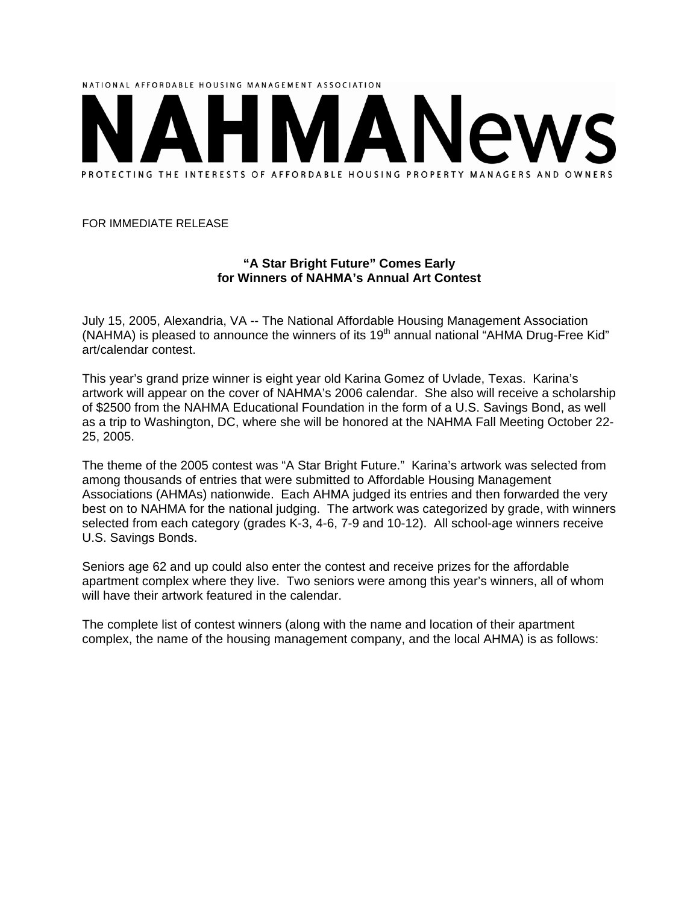NATIONAL AFFORDABLE HOUSING MANAGEMENT ASSOCIATION

# NAHMANews

PROTECTING THE INTERESTS OF AFFORDABLE HOUSING PROPERTY MANAGERS AND OWNERS

FOR IMMEDIATE RELEASE

## "A Star Bright Future" Comes Early for Winners of NAHMA's Annual Art Contest

July 15, 2005, Alexandria, VA -- The National Affordable Housing Management Association (NAHMA) is pleased to announce the winners of its 19th annual national "AHMA Drug-Free Kid" art/calendar contest.

This year's grand prize winner is eight year old Karina Gomez of Uvlade, Texas. Karina's artwork will appear on the cover of NAHMA's 2006 calendar. She also will receive a scholarship of $2500 from the NAHMA Educational Foundation in the form of a U.S. Savings Bond, as well as a trip to Washington, DC, where she will be honored at the NAHMA Fall Meeting October 22-25, 2005.

The theme of the 2005 contest was "A Star Bright Future." Karina's artwork was selected from among thousands of entries that were submitted to Affordable Housing Management Associations (AHMAs) nationwide. Each AHMA judged its entries and then forwarded the very best on to NAHMA for the national judging. The artwork was categorized by grade, with winners selected from each category (grades K-3, 4-6, 7-9 and 10-12). All school-age winners receive U.S. Savings Bonds.

Seniors age 62 and up could also enter the contest and receive prizes for the affordable apartment complex where they live. Two seniors were among this year's winners, all of whom will have their artwork featured in the calendar.

The complete list of contest winners (along with the name and location of their apartment complex, the name of the housing management company, and the local AHMA) is as follows: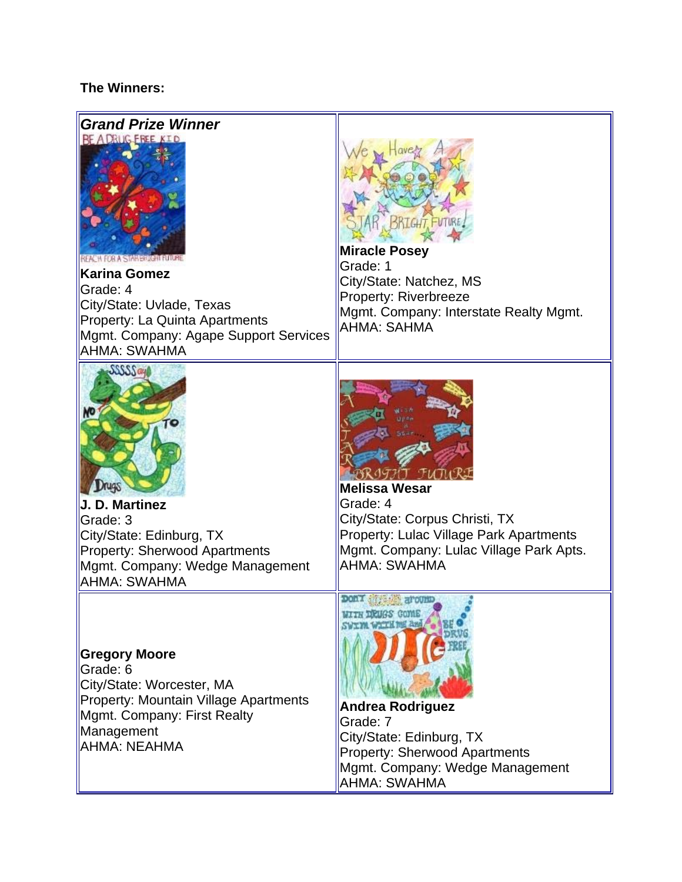**The Winners:**

| ***Grand Prize Winner*** **Karina Gomez** Grade: 4 City/State: Uvlade, Texas Property: La Quinta Apartments Mgmt. Company: Agape Support Services AHMA: SWAHMA | **Miracle Posey** Grade: 1 City/State: Natchez, MS Property: Riverbreeze Mgmt. Company: Interstate Realty Mgmt. AHMA: SAHMA |
| --- | --- |
| **J. D. Martinez** Grade: 3 City/State: Edinburg, TX Property: Sherwood Apartments Mgmt. Company: Wedge Management AHMA: SWAHMA | **Melissa Wesar** Grade: 4 City/State: Corpus Christi, TX Property: Lulac Village Park Apartments Mgmt. Company: Lulac Village Park Apts. AHMA: SWAHMA |
| **Gregory Moore** Grade: 6 City/State: Worcester, MA Property: Mountain Village Apartments Mgmt. Company: First Realty Management AHMA: NEAHMA | **Andrea Rodriguez** Grade: 7 City/State: Edinburg, TX Property: Sherwood Apartments Mgmt. Company: Wedge Management AHMA: SWAHMA |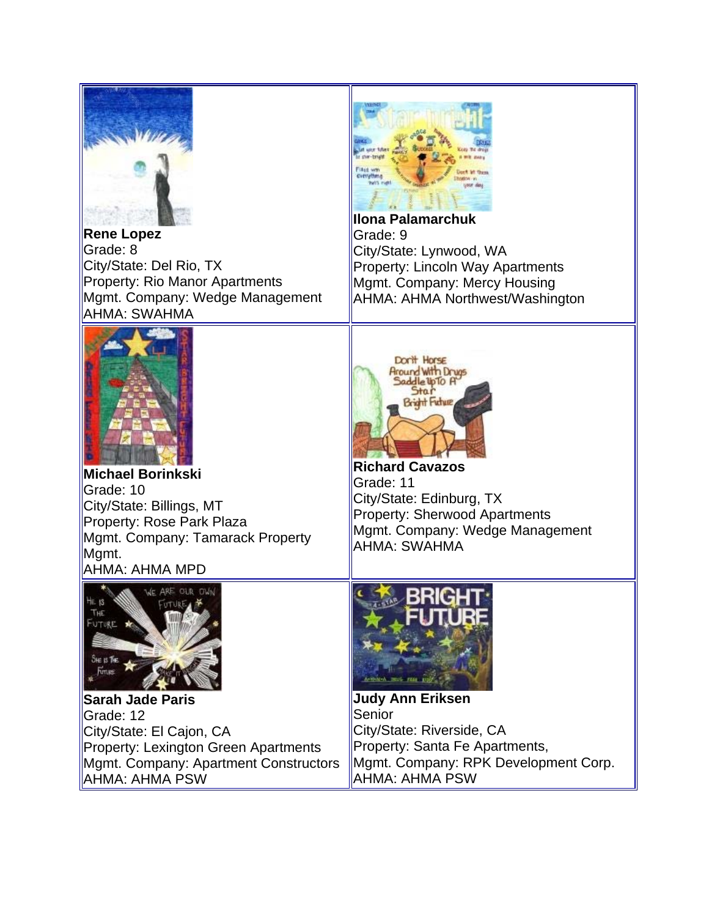|  |  |
| --- | --- |
| **Rene Lopez**<br>Grade: 8<br>City/State: Del Rio, TX<br>Property: Rio Manor Apartments<br>Mgmt. Company: Wedge Management<br>AHMA: SWAHMA | **Ilona Palamarchuk**<br>Grade: 9<br>City/State: Lynwood, WA<br>Property: Lincoln Way Apartments<br>Mgmt. Company: Mercy Housing<br>AHMA: AHMA Northwest/Washington |
| **Michael Borinkski**<br>Grade: 10<br>City/State: Billings, MT<br>Property: Rose Park Plaza<br>Mgmt. Company: Tamarack Property Mgmt.<br>AHMA: AHMA MPD | **Richard Cavazos**<br>Grade: 11<br>City/State: Edinburg, TX<br>Property: Sherwood Apartments<br>Mgmt. Company: Wedge Management<br>AHMA: SWAHMA |
| **Sarah Jade Paris**<br>Grade: 12<br>City/State: El Cajon, CA<br>Property: Lexington Green Apartments<br>Mgmt. Company: Apartment Constructors<br>AHMA: AHMA PSW | **Judy Ann Eriksen**<br>Senior<br>City/State: Riverside, CA<br>Property: Santa Fe Apartments,<br>Mgmt. Company: RPK Development Corp.<br>AHMA: AHMA PSW |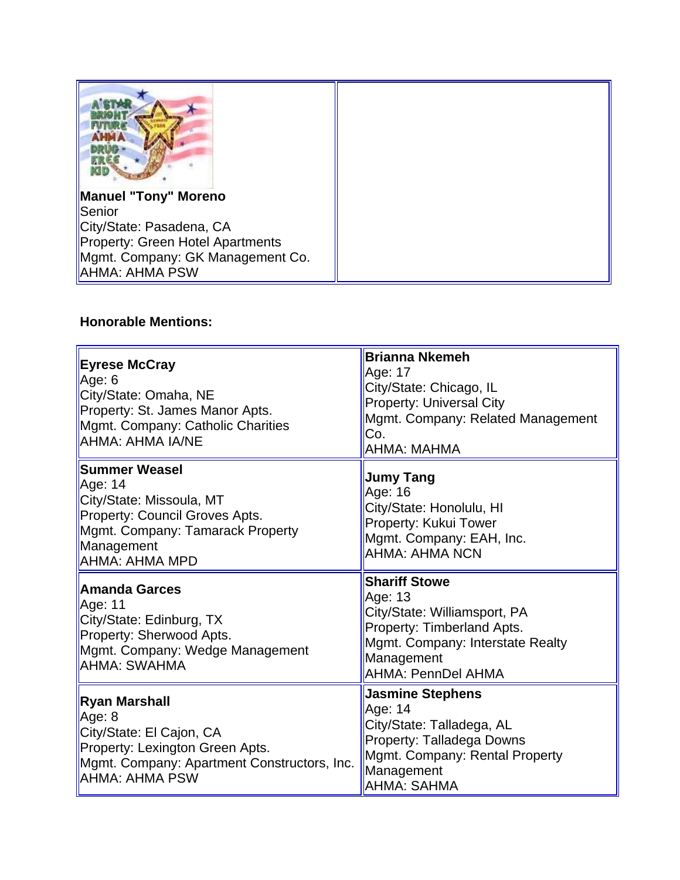| **Manuel "Tony" Moreno**<br>Senior<br>City/State: Pasadena, CA<br>Property: Green Hotel Apartments<br>Mgmt. Company: GK Management Co.<br>AHMA: AHMA PSW | |
|---|---|

**Honorable Mentions:**

| | |
|---|---|
| **Eyrese McCray**<br>Age: 6<br>City/State: Omaha, NE<br>Property: St. James Manor Apts.<br>Mgmt. Company: Catholic Charities<br>AHMA: AHMA IA/NE | **Brianna Nkemeh**<br>Age: 17<br>City/State: Chicago, IL<br>Property: Universal City<br>Mgmt. Company: Related Management Co.<br>AHMA: MAHMA |
| **Summer Weasel**<br>Age: 14<br>City/State: Missoula, MT<br>Property: Council Groves Apts.<br>Mgmt. Company: Tamarack Property Management<br>AHMA: AHMA MPD | **Jumy Tang**<br>Age: 16<br>City/State: Honolulu, HI<br>Property: Kukui Tower<br>Mgmt. Company: EAH, Inc.<br>AHMA: AHMA NCN |
| **Amanda Garces**<br>Age: 11<br>City/State: Edinburg, TX<br>Property: Sherwood Apts.<br>Mgmt. Company: Wedge Management<br>AHMA: SWAHMA | **Shariff Stowe**<br>Age: 13<br>City/State: Williamsport, PA<br>Property: Timberland Apts.<br>Mgmt. Company: Interstate Realty Management<br>AHMA: PennDel AHMA |
| **Ryan Marshall**<br>Age: 8<br>City/State: El Cajon, CA<br>Property: Lexington Green Apts.<br>Mgmt. Company: Apartment Constructors, Inc.<br>AHMA: AHMA PSW | **Jasmine Stephens**<br>Age: 14<br>City/State: Talladega, AL<br>Property: Talladega Downs<br>Mgmt. Company: Rental Property Management<br>AHMA: SAHMA |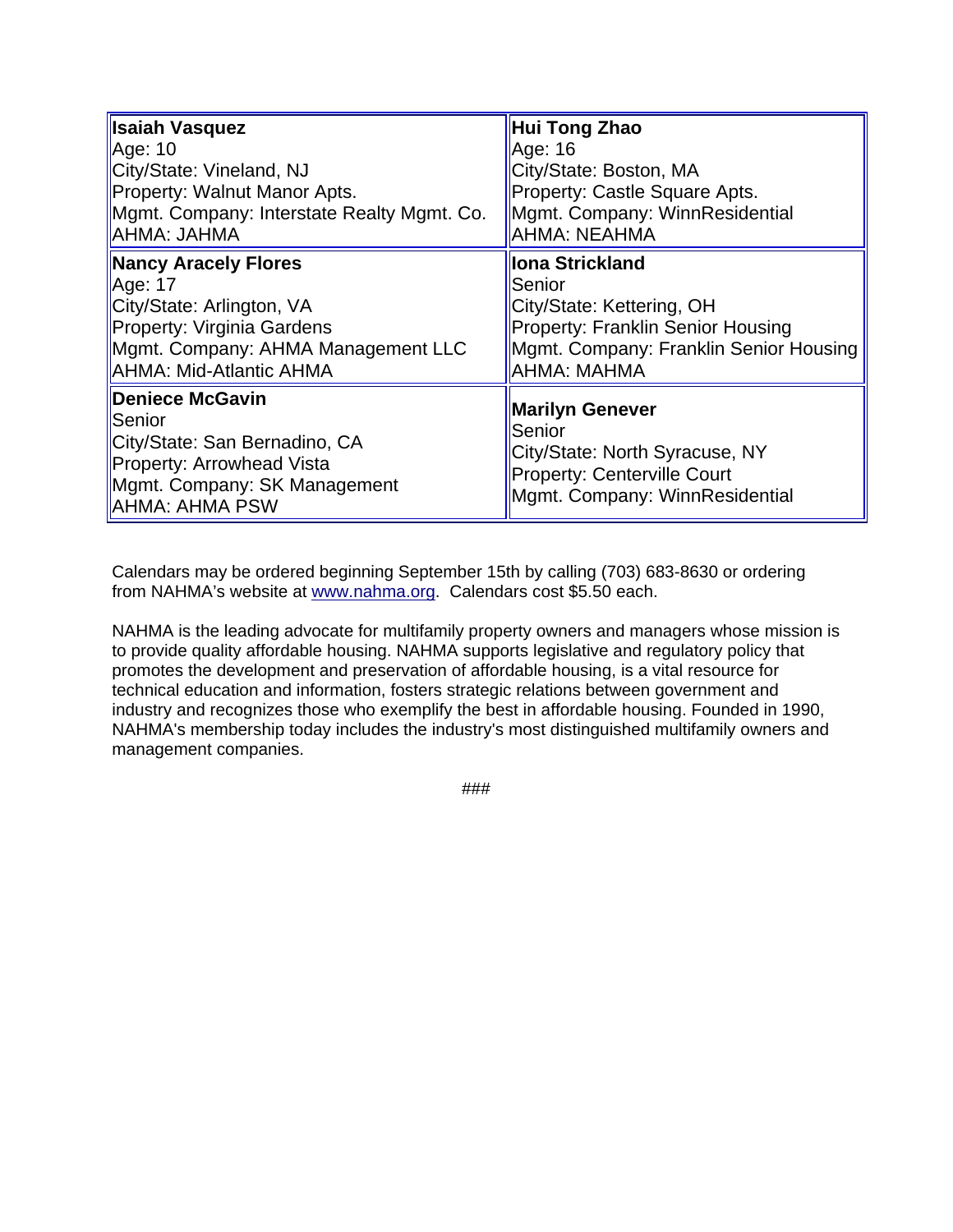| | |
|---|---|
| **Isaiah Vasquez**<br>Age: 10<br>City/State: Vineland, NJ<br>Property: Walnut Manor Apts.<br>Mgmt. Company: Interstate Realty Mgmt. Co.<br>AHMA: JAHMA | **Hui Tong Zhao**<br>Age: 16<br>City/State: Boston, MA<br>Property: Castle Square Apts.<br>Mgmt. Company: WinnResidential<br>AHMA: NEAHMA |
| **Nancy Aracely Flores**<br>Age: 17<br>City/State: Arlington, VA<br>Property: Virginia Gardens<br>Mgmt. Company: AHMA Management LLC<br>AHMA: Mid-Atlantic AHMA | **Iona Strickland**<br>Senior<br>City/State: Kettering, OH<br>Property: Franklin Senior Housing<br>Mgmt. Company: Franklin Senior Housing<br>AHMA: MAHMA |
| **Deniece McGavin**<br>Senior<br>City/State: San Bernadino, CA<br>Property: Arrowhead Vista<br>Mgmt. Company: SK Management<br>AHMA: AHMA PSW | **Marilyn Genever**<br>Senior<br>City/State: North Syracuse, NY<br>Property: Centerville Court<br>Mgmt. Company: WinnResidential |

Calendars may be ordered beginning September 15th by calling (703) 683-8630 or ordering from NAHMA's website at www.nahma.org. Calendars cost $5.50 each.

NAHMA is the leading advocate for multifamily property owners and managers whose mission is to provide quality affordable housing. NAHMA supports legislative and regulatory policy that promotes the development and preservation of affordable housing, is a vital resource for technical education and information, fosters strategic relations between government and industry and recognizes those who exemplify the best in affordable housing. Founded in 1990, NAHMA's membership today includes the industry's most distinguished multifamily owners and management companies.

###